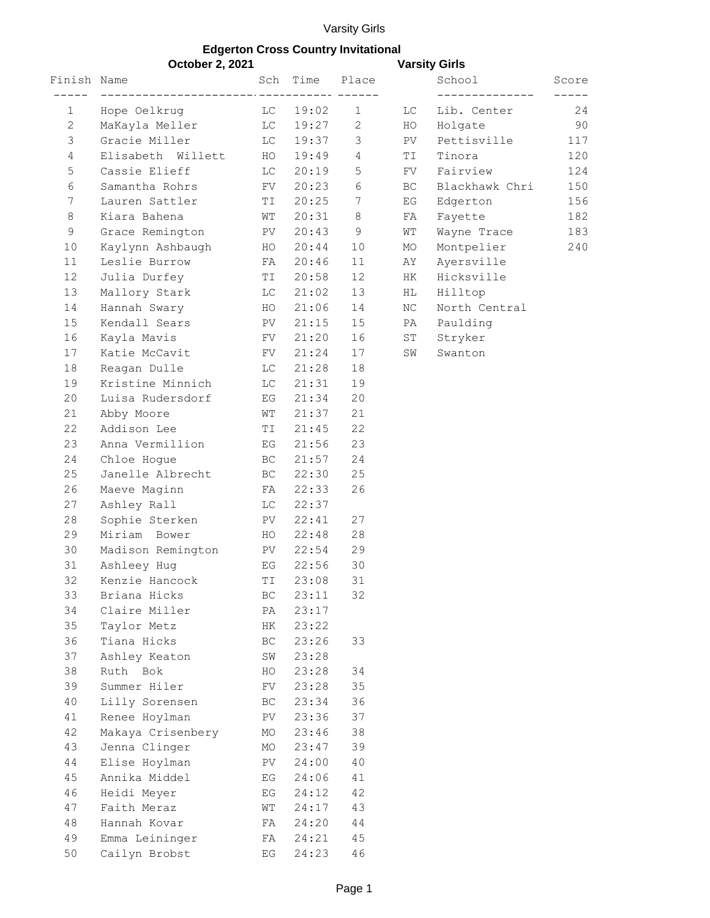# Edgerton Cross Country Invitational

**October 2, 2021** — **Varsity Girls**

| Finish | Name | Sch | Time | Place |
|---|---|---|---|---|
| 1 | Hope Oelkrug | LC | 19:02 | 1 |
| 2 | MaKayla Meller | LC | 19:27 | 2 |
| 3 | Gracie Miller | LC | 19:37 | 3 |
| 4 | Elisabeth Willett | HO | 19:49 | 4 |
| 5 | Cassie Elieff | LC | 20:19 | 5 |
| 6 | Samantha Rohrs | FV | 20:23 | 6 |
| 7 | Lauren Sattler | TI | 20:25 | 7 |
| 8 | Kiara Bahena | WT | 20:31 | 8 |
| 9 | Grace Remington | PV | 20:43 | 9 |
| 10 | Kaylynn Ashbaugh | HO | 20:44 | 10 |
| 11 | Leslie Burrow | FA | 20:46 | 11 |
| 12 | Julia Durfey | TI | 20:58 | 12 |
| 13 | Mallory Stark | LC | 21:02 | 13 |
| 14 | Hannah Swary | HO | 21:06 | 14 |
| 15 | Kendall Sears | PV | 21:15 | 15 |
| 16 | Kayla Mavis | FV | 21:20 | 16 |
| 17 | Katie McCavit | FV | 21:24 | 17 |
| 18 | Reagan Dulle | LC | 21:28 | 18 |
| 19 | Kristine Minnich | LC | 21:31 | 19 |
| 20 | Luisa Rudersdorf | EG | 21:34 | 20 |
| 21 | Abby Moore | WT | 21:37 | 21 |
| 22 | Addison Lee | TI | 21:45 | 22 |
| 23 | Anna Vermillion | EG | 21:56 | 23 |
| 24 | Chloe Hogue | BC | 21:57 | 24 |
| 25 | Janelle Albrecht | BC | 22:30 | 25 |
| 26 | Maeve Maginn | FA | 22:33 | 26 |
| 27 | Ashley Rall | LC | 22:37 | |
| 28 | Sophie Sterken | PV | 22:41 | 27 |
| 29 | Miriam Bower | HO | 22:48 | 28 |
| 30 | Madison Remington | PV | 22:54 | 29 |
| 31 | Ashleey Hug | EG | 22:56 | 30 |
| 32 | Kenzie Hancock | TI | 23:08 | 31 |
| 33 | Briana Hicks | BC | 23:11 | 32 |
| 34 | Claire Miller | PA | 23:17 | |
| 35 | Taylor Metz | HK | 23:22 | |
| 36 | Tiana Hicks | BC | 23:26 | 33 |
| 37 | Ashley Keaton | SW | 23:28 | |
| 38 | Ruth Bok | HO | 23:28 | 34 |
| 39 | Summer Hiler | FV | 23:28 | 35 |
| 40 | Lilly Sorensen | BC | 23:34 | 36 |
| 41 | Renee Hoylman | PV | 23:36 | 37 |
| 42 | Makaya Crisenbery | MO | 23:46 | 38 |
| 43 | Jenna Clinger | MO | 23:47 | 39 |
| 44 | Elise Hoylman | PV | 24:00 | 40 |
| 45 | Annika Middel | EG | 24:06 | 41 |
| 46 | Heidi Meyer | EG | 24:12 | 42 |
| 47 | Faith Meraz | WT | 24:17 | 43 |
| 48 | Hannah Kovar | FA | 24:20 | 44 |
| 49 | Emma Leininger | FA | 24:21 | 45 |
| 50 | Cailyn Brobst | EG | 24:23 | 46 |

| | School | Score |
|---|---|---|
| LC | Lib. Center | 24 |
| HO | Holgate | 90 |
| PV | Pettisville | 117 |
| TI | Tinora | 120 |
| FV | Fairview | 124 |
| BC | Blackhawk Chri | 150 |
| EG | Edgerton | 156 |
| FA | Fayette | 182 |
| WT | Wayne Trace | 183 |
| MO | Montpelier | 240 |
| AY | Ayersville | |
| HK | Hicksville | |
| HL | Hilltop | |
| NC | North Central | |
| PA | Paulding | |
| ST | Stryker | |
| SW | Swanton | |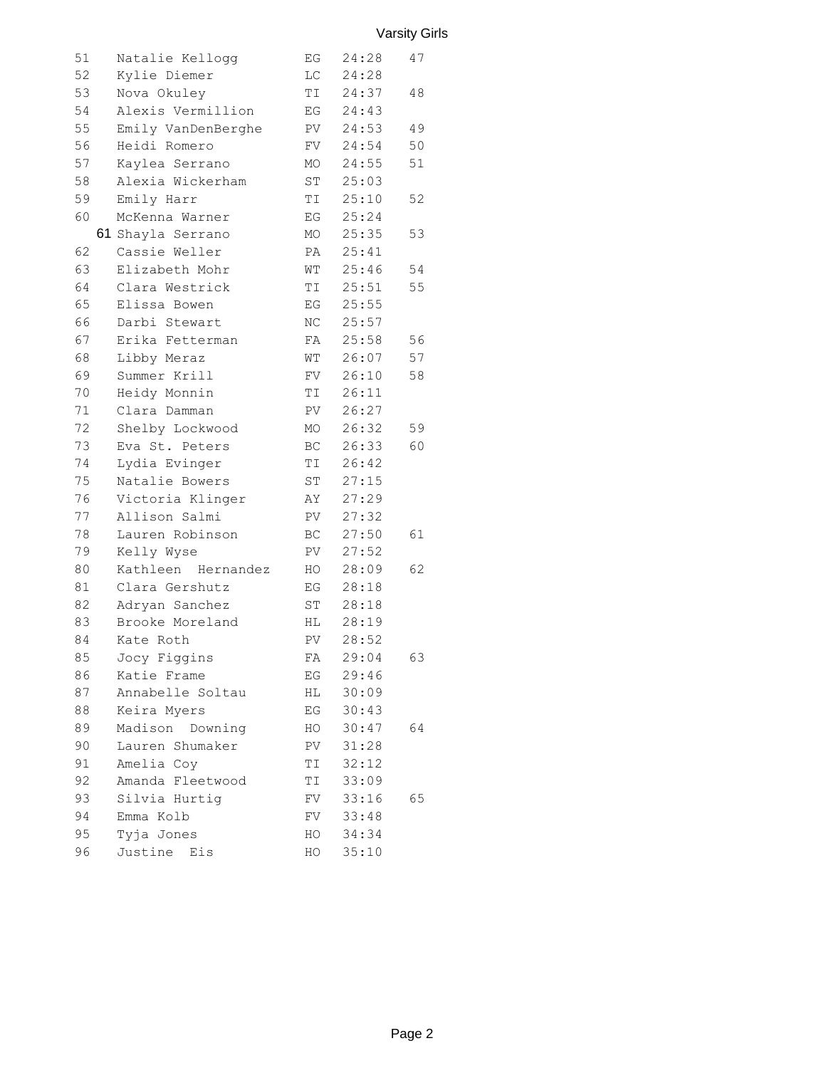## Varsity Girls

| | | | | |
|---|---|---|---|---|
| 51 | Natalie Kellogg | EG | 24:28 | 47 |
| 52 | Kylie Diemer | LC | 24:28 | |
| 53 | Nova Okuley | TI | 24:37 | 48 |
| 54 | Alexis Vermillion | EG | 24:43 | |
| 55 | Emily VanDenBerghe | PV | 24:53 | 49 |
| 56 | Heidi Romero | FV | 24:54 | 50 |
| 57 | Kaylea Serrano | MO | 24:55 | 51 |
| 58 | Alexia Wickerham | ST | 25:03 | |
| 59 | Emily Harr | TI | 25:10 | 52 |
| 60 | McKenna Warner | EG | 25:24 | |
| 61 | Shayla Serrano | MO | 25:35 | 53 |
| 62 | Cassie Weller | PA | 25:41 | |
| 63 | Elizabeth Mohr | WT | 25:46 | 54 |
| 64 | Clara Westrick | TI | 25:51 | 55 |
| 65 | Elissa Bowen | EG | 25:55 | |
| 66 | Darbi Stewart | NC | 25:57 | |
| 67 | Erika Fetterman | FA | 25:58 | 56 |
| 68 | Libby Meraz | WT | 26:07 | 57 |
| 69 | Summer Krill | FV | 26:10 | 58 |
| 70 | Heidy Monnin | TI | 26:11 | |
| 71 | Clara Damman | PV | 26:27 | |
| 72 | Shelby Lockwood | MO | 26:32 | 59 |
| 73 | Eva St. Peters | BC | 26:33 | 60 |
| 74 | Lydia Evinger | TI | 26:42 | |
| 75 | Natalie Bowers | ST | 27:15 | |
| 76 | Victoria Klinger | AY | 27:29 | |
| 77 | Allison Salmi | PV | 27:32 | |
| 78 | Lauren Robinson | BC | 27:50 | 61 |
| 79 | Kelly Wyse | PV | 27:52 | |
| 80 | Kathleen Hernandez | HO | 28:09 | 62 |
| 81 | Clara Gershutz | EG | 28:18 | |
| 82 | Adryan Sanchez | ST | 28:18 | |
| 83 | Brooke Moreland | HL | 28:19 | |
| 84 | Kate Roth | PV | 28:52 | |
| 85 | Jocy Figgins | FA | 29:04 | 63 |
| 86 | Katie Frame | EG | 29:46 | |
| 87 | Annabelle Soltau | HL | 30:09 | |
| 88 | Keira Myers | EG | 30:43 | |
| 89 | Madison Downing | HO | 30:47 | 64 |
| 90 | Lauren Shumaker | PV | 31:28 | |
| 91 | Amelia Coy | TI | 32:12 | |
| 92 | Amanda Fleetwood | TI | 33:09 | |
| 93 | Silvia Hurtig | FV | 33:16 | 65 |
| 94 | Emma Kolb | FV | 33:48 | |
| 95 | Tyja Jones | HO | 34:34 | |
| 96 | Justine Eis | HO | 35:10 | |